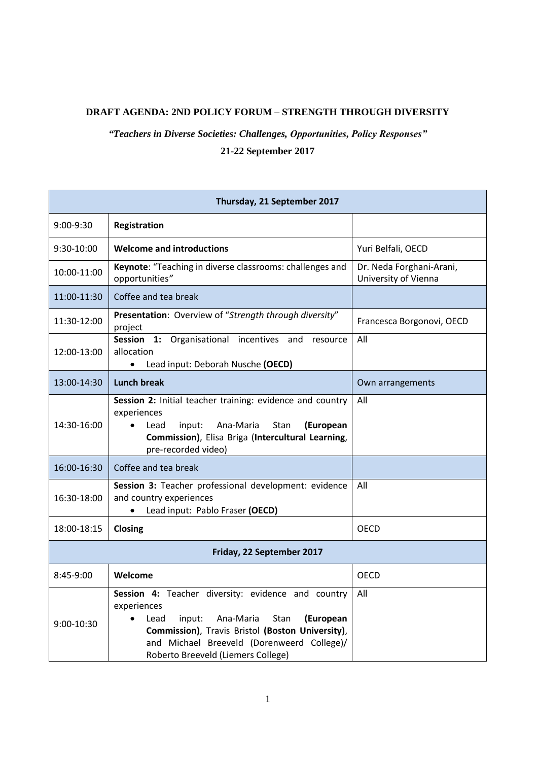**DRAFT AGENDA: 2ND POLICY FORUM – STRENGTH THROUGH DIVERSITY**

***"Teachers in Diverse Societies: Challenges, Opportunities, Policy Responses"***

**21-22 September 2017**

| **Thursday, 21 September 2017** | | |
|---|---|---|
| 9:00-9:30 | **Registration** | |
| 9:30-10:00 | **Welcome and introductions** | Yuri Belfali, OECD |
| 10:00-11:00 | **Keynote**: "Teaching in diverse classrooms: challenges and opportunities" | Dr. Neda Forghani-Arani, University of Vienna |
| 11:00-11:30 | Coffee and tea break | |
| 11:30-12:00 | **Presentation**: Overview of "*Strength through diversity*" project | Francesca Borgonovi, OECD |
| 12:00-13:00 | **Session 1:** Organisational incentives and resource allocation<br>• Lead input: Deborah Nusche **(OECD)** | All |
| 13:00-14:30 | **Lunch break** | Own arrangements |
| 14:30-16:00 | **Session 2:** Initial teacher training: evidence and country experiences<br>• Lead input: Ana-Maria Stan **(European Commission)**, Elisa Briga (**Intercultural Learning**, pre-recorded video) | All |
| 16:00-16:30 | Coffee and tea break | |
| 16:30-18:00 | **Session 3:** Teacher professional development: evidence and country experiences<br>• Lead input: Pablo Fraser **(OECD)** | All |
| 18:00-18:15 | **Closing** | OECD |
| **Friday, 22 September 2017** | | |
| 8:45-9:00 | **Welcome** | OECD |
| 9:00-10:30 | **Session 4:** Teacher diversity: evidence and country experiences<br>• Lead input: Ana-Maria Stan **(European Commission)**, Travis Bristol **(Boston University)**, and Michael Breeveld (Dorenweerd College)/ Roberto Breeveld (Liemers College) | All |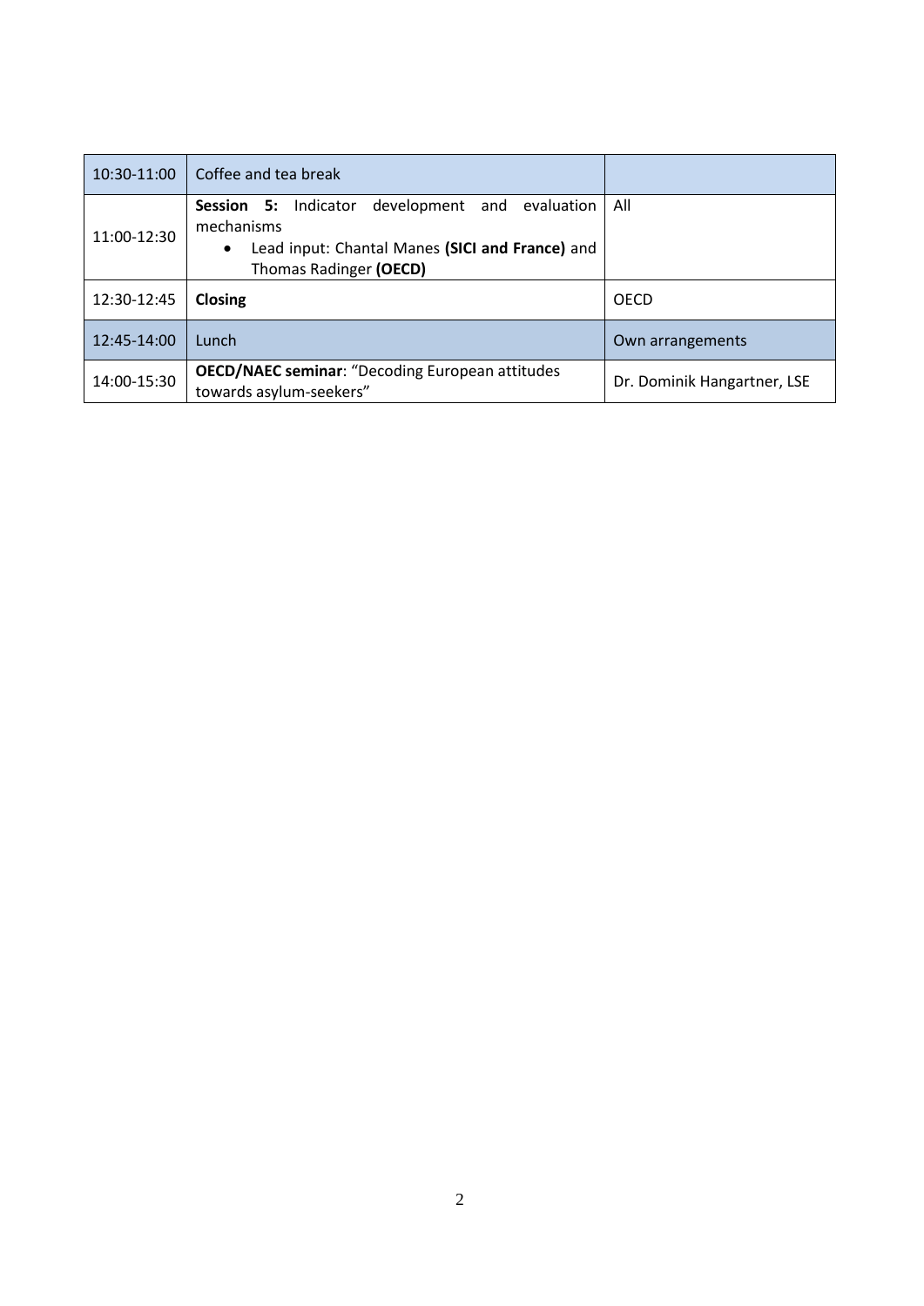| | | |
|---|---|---|
| 10:30-11:00 | Coffee and tea break | |
| 11:00-12:30 | **Session 5:** Indicator development and evaluation mechanisms<br>• Lead input: Chantal Manes **(SICI and France)** and Thomas Radinger **(OECD)** | All |
| 12:30-12:45 | **Closing** | OECD |
| 12:45-14:00 | Lunch | Own arrangements |
| 14:00-15:30 | **OECD/NAEC seminar**: "Decoding European attitudes towards asylum-seekers" | Dr. Dominik Hangartner, LSE |